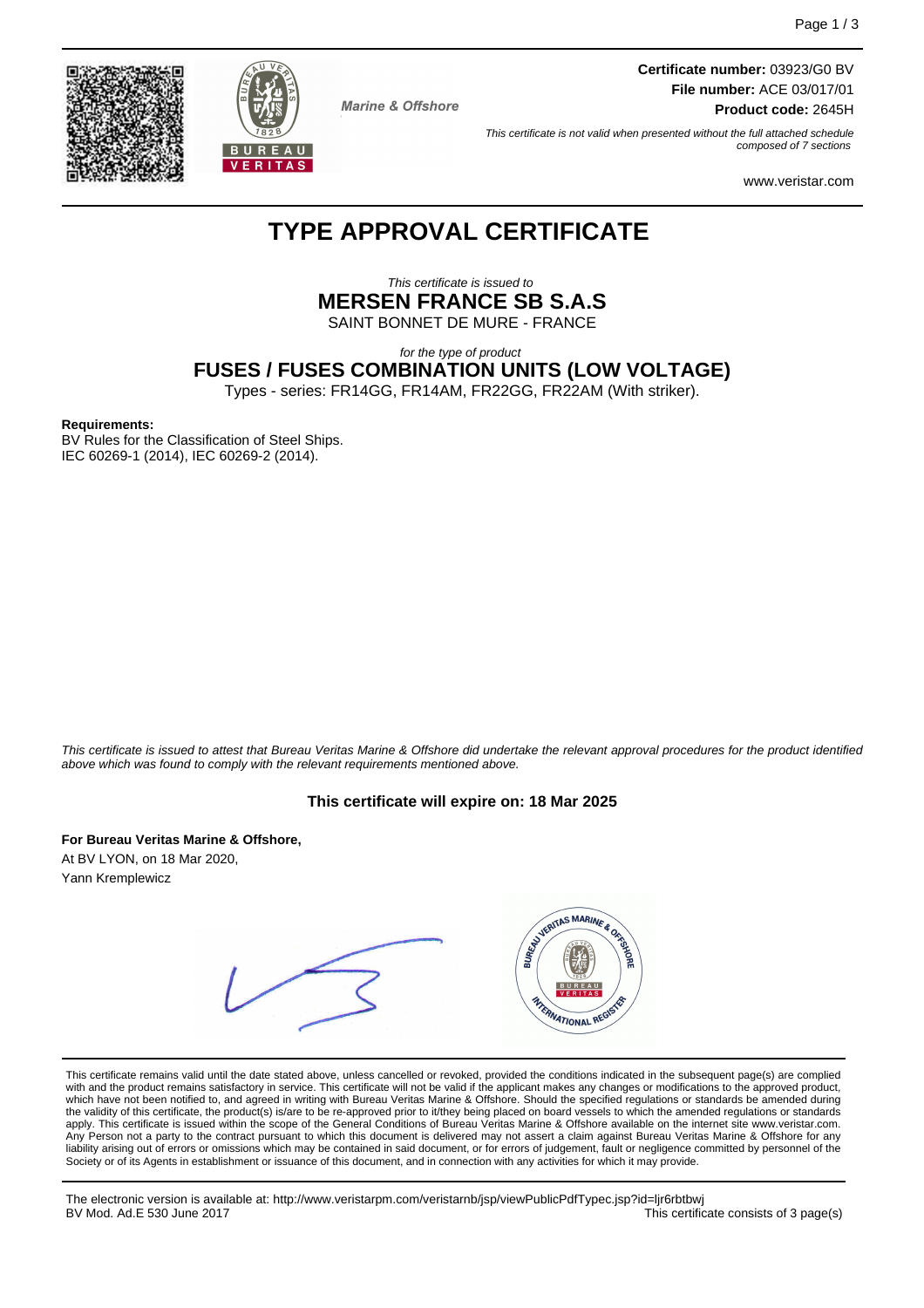Marine & Offshore

**Certificate number:** 03923/G0 BV
**File number:** ACE 03/017/01
**Product code:** 2645H

*This certificate is not valid when presented without the full attached schedule composed of 7 sections*

www.veristar.com

# TYPE APPROVAL CERTIFICATE

*This certificate is issued to*

**MERSEN FRANCE SB S.A.S**

SAINT BONNET DE MURE - FRANCE

*for the type of product*

**FUSES / FUSES COMBINATION UNITS (LOW VOLTAGE)**

Types - series: FR14GG, FR14AM, FR22GG, FR22AM (With striker).

**Requirements:**
BV Rules for the Classification of Steel Ships.
IEC 60269-1 (2014), IEC 60269-2 (2014).

*This certificate is issued to attest that Bureau Veritas Marine & Offshore did undertake the relevant approval procedures for the product identified above which was found to comply with the relevant requirements mentioned above.*

**This certificate will expire on: 18 Mar 2025**

**For Bureau Veritas Marine & Offshore,**
At BV LYON, on 18 Mar 2020,
Yann Kremplewicz

This certificate remains valid until the date stated above, unless cancelled or revoked, provided the conditions indicated in the subsequent page(s) are complied with and the product remains satisfactory in service. This certificate will not be valid if the applicant makes any changes or modifications to the approved product, which have not been notified to, and agreed in writing with Bureau Veritas Marine & Offshore. Should the specified regulations or standards be amended during the validity of this certificate, the product(s) is/are to be re-approved prior to it/they being placed on board vessels to which the amended regulations or standards apply. This certificate is issued within the scope of the General Conditions of Bureau Veritas Marine & Offshore available on the internet site www.veristar.com. Any Person not a party to the contract pursuant to which this document is delivered may not assert a claim against Bureau Veritas Marine & Offshore for any liability arising out of errors or omissions which may be contained in said document, or for errors of judgement, fault or negligence committed by personnel of the Society or of its Agents in establishment or issuance of this document, and in connection with any activities for which it may provide.

The electronic version is available at: http://www.veristarpm.com/veristarnb/jsp/viewPublicPdfTypec.jsp?id=ljr6rbtbwj
BV Mod. Ad.E 530 June 2017 — This certificate consists of 3 page(s)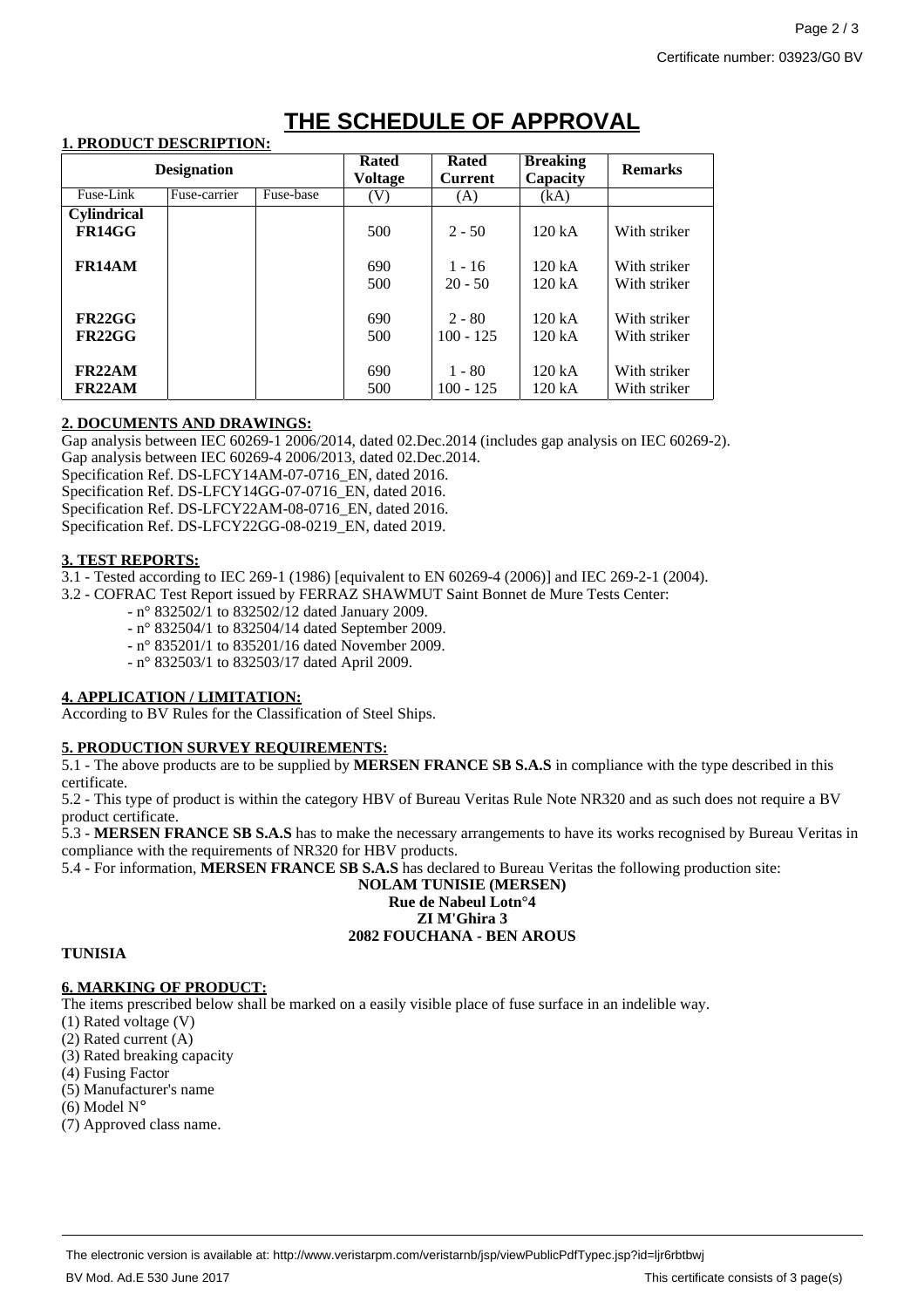# THE SCHEDULE OF APPROVAL

**1. PRODUCT DESCRIPTION:**

| **Designation** | | | **Rated Voltage** | **Rated Current** | **Breaking Capacity** | **Remarks** |
|---|---|---|---|---|---|---|
| Fuse-Link | Fuse-carrier | Fuse-base | (V) | (A) | (kA) | |
| **Cylindrical** | | | | | | |
| **FR14GG** | | | 500 | 2 - 50 | 120 kA | With striker |
| **FR14AM** | | | 690 | 1 - 16 | 120 kA | With striker |
| | | | 500 | 20 - 50 | 120 kA | With striker |
| **FR22GG** | | | 690 | 2 - 80 | 120 kA | With striker |
| **FR22GG** | | | 500 | 100 - 125 | 120 kA | With striker |
| **FR22AM** | | | 690 | 1 - 80 | 120 kA | With striker |
| **FR22AM** | | | 500 | 100 - 125 | 120 kA | With striker |

**2. DOCUMENTS AND DRAWINGS:**

Gap analysis between IEC 60269-1 2006/2014, dated 02.Dec.2014 (includes gap analysis on IEC 60269-2).
Gap analysis between IEC 60269-4 2006/2013, dated 02.Dec.2014.
Specification Ref. DS-LFCY14AM-07-0716_EN, dated 2016.
Specification Ref. DS-LFCY14GG-07-0716_EN, dated 2016.
Specification Ref. DS-LFCY22AM-08-0716_EN, dated 2016.
Specification Ref. DS-LFCY22GG-08-0219_EN, dated 2019.

**3. TEST REPORTS:**

3.1 - Tested according to IEC 269-1 (1986) [equivalent to EN 60269-4 (2006)] and IEC 269-2-1 (2004).
3.2 - COFRAC Test Report issued by FERRAZ SHAWMUT Saint Bonnet de Mure Tests Center:

- n° 832502/1 to 832502/12 dated January 2009.
- n° 832504/1 to 832504/14 dated September 2009.
- n° 835201/1 to 835201/16 dated November 2009.
- n° 832503/1 to 832503/17 dated April 2009.

**4. APPLICATION / LIMITATION:**

According to BV Rules for the Classification of Steel Ships.

**5. PRODUCTION SURVEY REQUIREMENTS:**

5.1 - The above products are to be supplied by **MERSEN FRANCE SB S.A.S** in compliance with the type described in this certificate.
5.2 - This type of product is within the category HBV of Bureau Veritas Rule Note NR320 and as such does not require a BV product certificate.
5.3 - **MERSEN FRANCE SB S.A.S** has to make the necessary arrangements to have its works recognised by Bureau Veritas in compliance with the requirements of NR320 for HBV products.
5.4 - For information, **MERSEN FRANCE SB S.A.S** has declared to Bureau Veritas the following production site:

**NOLAM TUNISIE (MERSEN)**
**Rue de Nabeul Lotn°4**
**ZI M'Ghira 3**
**2082 FOUCHANA - BEN AROUS**

**TUNISIA**

**6. MARKING OF PRODUCT:**

The items prescribed below shall be marked on a easily visible place of fuse surface in an indelible way.
(1) Rated voltage (V)
(2) Rated current (A)
(3) Rated breaking capacity
(4) Fusing Factor
(5) Manufacturer's name
(6) Model N°
(7) Approved class name.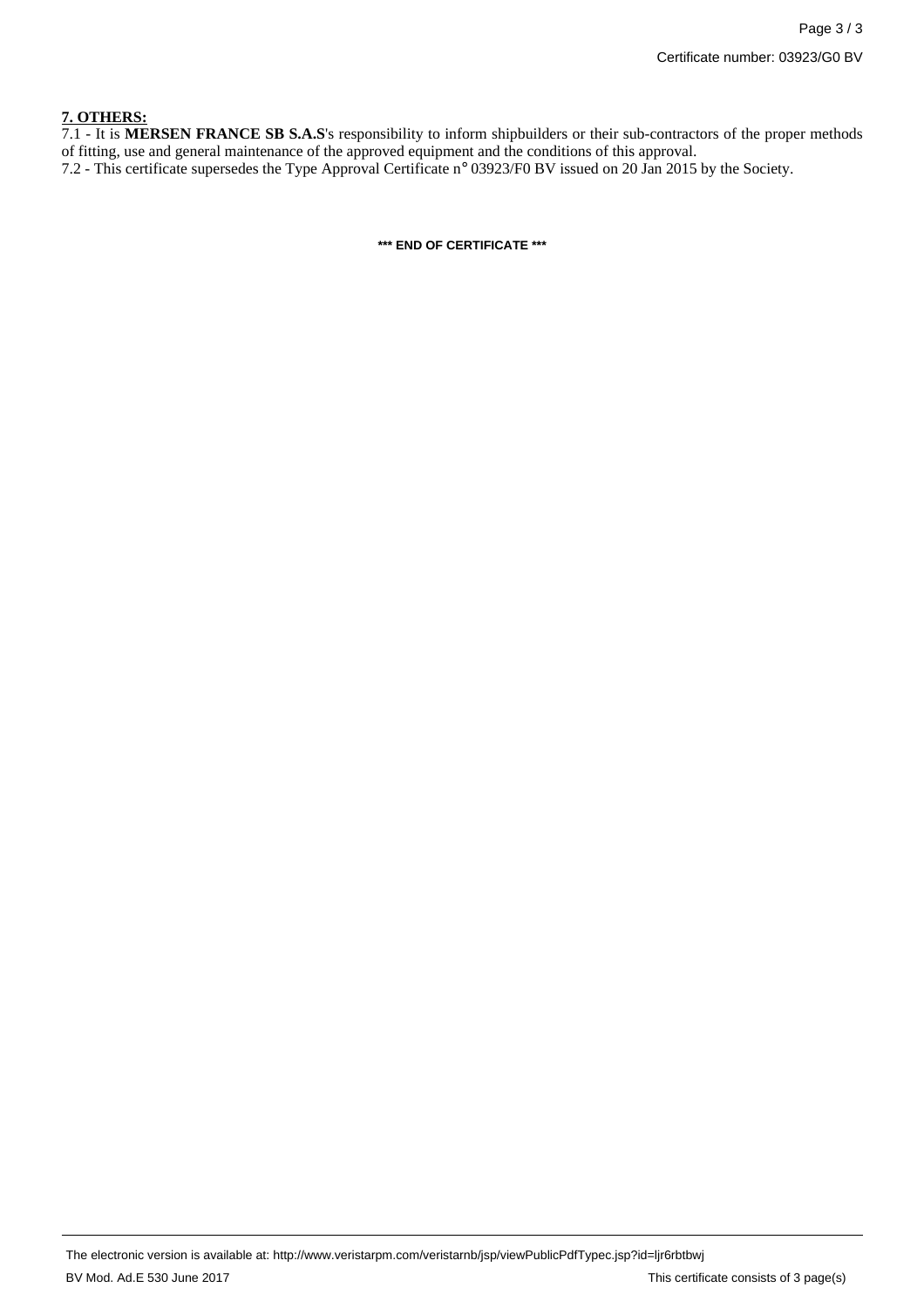## 7. OTHERS:

7.1 - It is **MERSEN FRANCE SB S.A.S**'s responsibility to inform shipbuilders or their sub-contractors of the proper methods of fitting, use and general maintenance of the approved equipment and the conditions of this approval.

7.2 - This certificate supersedes the Type Approval Certificate n° 03923/F0 BV issued on 20 Jan 2015 by the Society.

**\*\*\* END OF CERTIFICATE \*\*\***

The electronic version is available at: http://www.veristarpm.com/veristarnb/jsp/viewPublicPdfTypec.jsp?id=ljr6rbtbwj

BV Mod. Ad.E 530 June 2017

This certificate consists of 3 page(s)